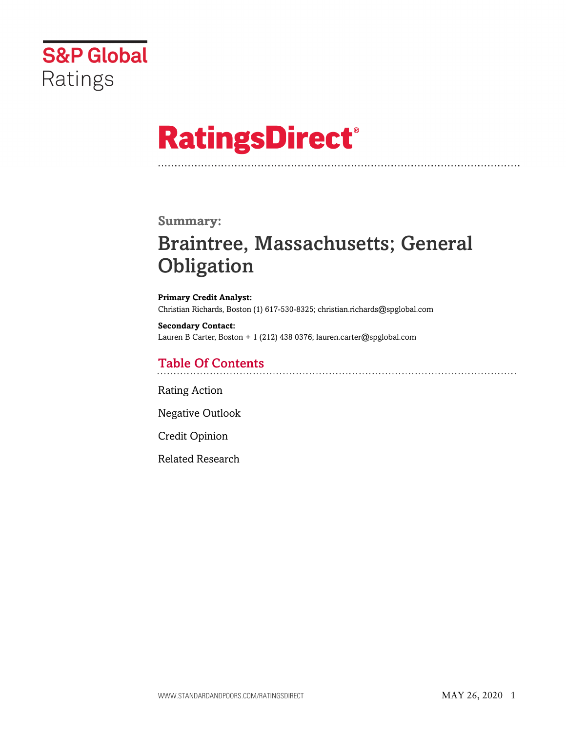S&P Global
Ratings

# RatingsDirect®

## Summary:

# Braintree, Massachusetts; General Obligation

**Primary Credit Analyst:**
Christian Richards, Boston (1) 617-530-8325; christian.richards@spglobal.com

**Secondary Contact:**
Lauren B Carter, Boston + 1 (212) 438 0376; lauren.carter@spglobal.com

## Table Of Contents

Rating Action

Negative Outlook

Credit Opinion

Related Research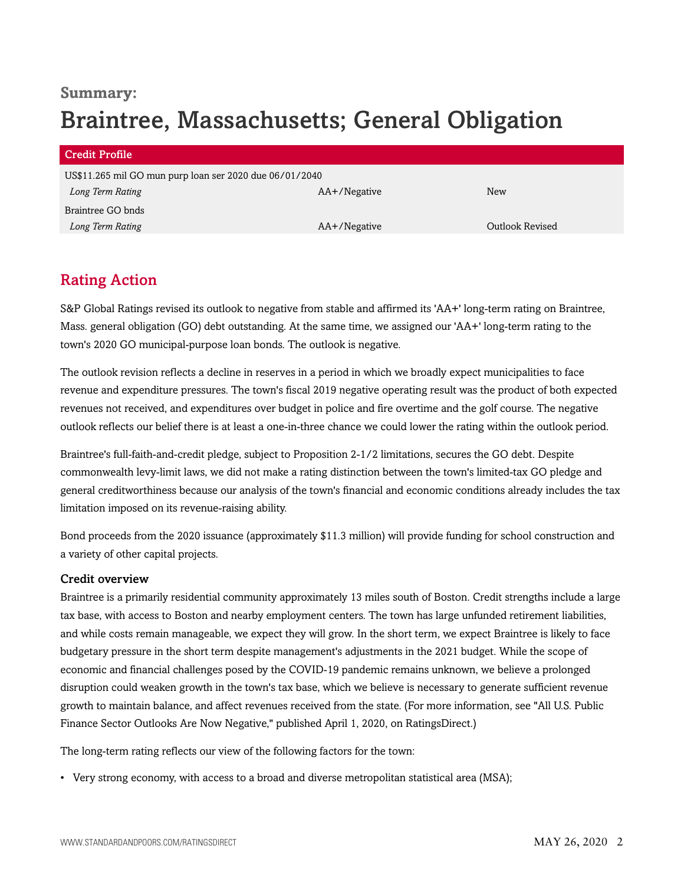**Summary:**

# Braintree, Massachusetts; General Obligation

| Credit Profile | | |
|---|---|---|
| US$11.265 mil GO mun purp loan ser 2020 due 06/01/2040 | | |
| *Long Term Rating* | AA+/Negative | New |
| Braintree GO bnds | | |
| *Long Term Rating* | AA+/Negative | Outlook Revised |

## Rating Action

S&P Global Ratings revised its outlook to negative from stable and affirmed its 'AA+' long-term rating on Braintree, Mass. general obligation (GO) debt outstanding. At the same time, we assigned our 'AA+' long-term rating to the town's 2020 GO municipal-purpose loan bonds. The outlook is negative.

The outlook revision reflects a decline in reserves in a period in which we broadly expect municipalities to face revenue and expenditure pressures. The town's fiscal 2019 negative operating result was the product of both expected revenues not received, and expenditures over budget in police and fire overtime and the golf course. The negative outlook reflects our belief there is at least a one-in-three chance we could lower the rating within the outlook period.

Braintree's full-faith-and-credit pledge, subject to Proposition 2-1/2 limitations, secures the GO debt. Despite commonwealth levy-limit laws, we did not make a rating distinction between the town's limited-tax GO pledge and general creditworthiness because our analysis of the town's financial and economic conditions already includes the tax limitation imposed on its revenue-raising ability.

Bond proceeds from the 2020 issuance (approximately $11.3 million) will provide funding for school construction and a variety of other capital projects.

### Credit overview

Braintree is a primarily residential community approximately 13 miles south of Boston. Credit strengths include a large tax base, with access to Boston and nearby employment centers. The town has large unfunded retirement liabilities, and while costs remain manageable, we expect they will grow. In the short term, we expect Braintree is likely to face budgetary pressure in the short term despite management's adjustments in the 2021 budget. While the scope of economic and financial challenges posed by the COVID-19 pandemic remains unknown, we believe a prolonged disruption could weaken growth in the town's tax base, which we believe is necessary to generate sufficient revenue growth to maintain balance, and affect revenues received from the state. (For more information, see "All U.S. Public Finance Sector Outlooks Are Now Negative," published April 1, 2020, on RatingsDirect.)

The long-term rating reflects our view of the following factors for the town:

- Very strong economy, with access to a broad and diverse metropolitan statistical area (MSA);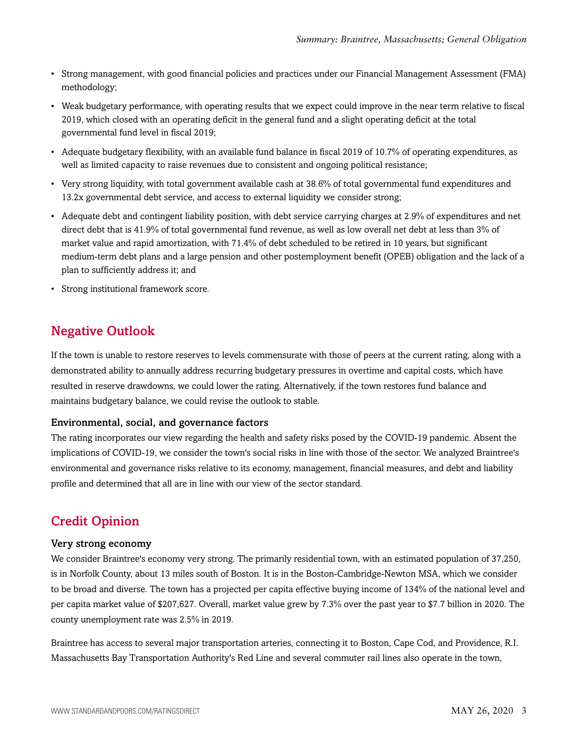- Strong management, with good financial policies and practices under our Financial Management Assessment (FMA) methodology;
- Weak budgetary performance, with operating results that we expect could improve in the near term relative to fiscal 2019, which closed with an operating deficit in the general fund and a slight operating deficit at the total governmental fund level in fiscal 2019;
- Adequate budgetary flexibility, with an available fund balance in fiscal 2019 of 10.7% of operating expenditures, as well as limited capacity to raise revenues due to consistent and ongoing political resistance;
- Very strong liquidity, with total government available cash at 38.6% of total governmental fund expenditures and 13.2x governmental debt service, and access to external liquidity we consider strong;
- Adequate debt and contingent liability position, with debt service carrying charges at 2.9% of expenditures and net direct debt that is 41.9% of total governmental fund revenue, as well as low overall net debt at less than 3% of market value and rapid amortization, with 71.4% of debt scheduled to be retired in 10 years, but significant medium-term debt plans and a large pension and other postemployment benefit (OPEB) obligation and the lack of a plan to sufficiently address it; and
- Strong institutional framework score.

## Negative Outlook

If the town is unable to restore reserves to levels commensurate with those of peers at the current rating, along with a demonstrated ability to annually address recurring budgetary pressures in overtime and capital costs, which have resulted in reserve drawdowns, we could lower the rating. Alternatively, if the town restores fund balance and maintains budgetary balance, we could revise the outlook to stable.

### Environmental, social, and governance factors

The rating incorporates our view regarding the health and safety risks posed by the COVID-19 pandemic. Absent the implications of COVID-19, we consider the town's social risks in line with those of the sector. We analyzed Braintree's environmental and governance risks relative to its economy, management, financial measures, and debt and liability profile and determined that all are in line with our view of the sector standard.

## Credit Opinion

### Very strong economy

We consider Braintree's economy very strong. The primarily residential town, with an estimated population of 37,250, is in Norfolk County, about 13 miles south of Boston. It is in the Boston-Cambridge-Newton MSA, which we consider to be broad and diverse. The town has a projected per capita effective buying income of 134% of the national level and per capita market value of $207,627. Overall, market value grew by 7.3% over the past year to $7.7 billion in 2020. The county unemployment rate was 2.5% in 2019.

Braintree has access to several major transportation arteries, connecting it to Boston, Cape Cod, and Providence, R.I. Massachusetts Bay Transportation Authority's Red Line and several commuter rail lines also operate in the town,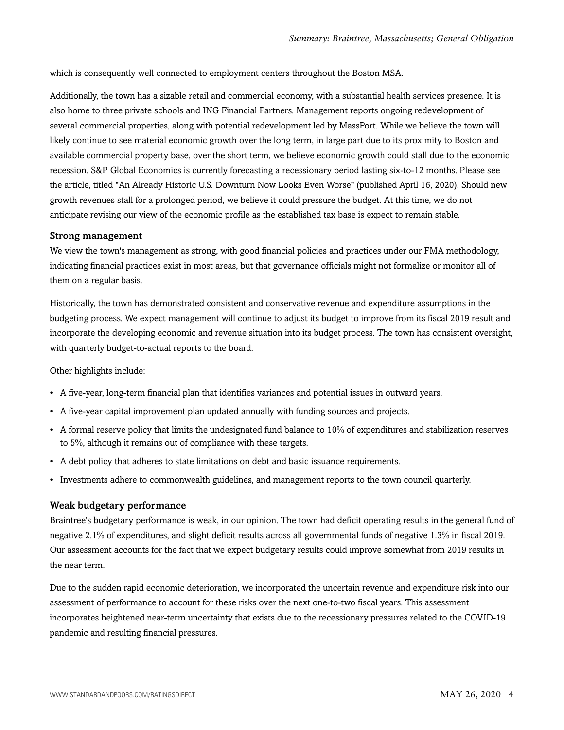which is consequently well connected to employment centers throughout the Boston MSA.

Additionally, the town has a sizable retail and commercial economy, with a substantial health services presence. It is also home to three private schools and ING Financial Partners. Management reports ongoing redevelopment of several commercial properties, along with potential redevelopment led by MassPort. While we believe the town will likely continue to see material economic growth over the long term, in large part due to its proximity to Boston and available commercial property base, over the short term, we believe economic growth could stall due to the economic recession. S&P Global Economics is currently forecasting a recessionary period lasting six-to-12 months. Please see the article, titled "An Already Historic U.S. Downturn Now Looks Even Worse" (published April 16, 2020). Should new growth revenues stall for a prolonged period, we believe it could pressure the budget. At this time, we do not anticipate revising our view of the economic profile as the established tax base is expect to remain stable.

### Strong management

We view the town's management as strong, with good financial policies and practices under our FMA methodology, indicating financial practices exist in most areas, but that governance officials might not formalize or monitor all of them on a regular basis.

Historically, the town has demonstrated consistent and conservative revenue and expenditure assumptions in the budgeting process. We expect management will continue to adjust its budget to improve from its fiscal 2019 result and incorporate the developing economic and revenue situation into its budget process. The town has consistent oversight, with quarterly budget-to-actual reports to the board.

Other highlights include:

- A five-year, long-term financial plan that identifies variances and potential issues in outward years.
- A five-year capital improvement plan updated annually with funding sources and projects.
- A formal reserve policy that limits the undesignated fund balance to 10% of expenditures and stabilization reserves to 5%, although it remains out of compliance with these targets.
- A debt policy that adheres to state limitations on debt and basic issuance requirements.
- Investments adhere to commonwealth guidelines, and management reports to the town council quarterly.

### Weak budgetary performance

Braintree's budgetary performance is weak, in our opinion. The town had deficit operating results in the general fund of negative 2.1% of expenditures, and slight deficit results across all governmental funds of negative 1.3% in fiscal 2019. Our assessment accounts for the fact that we expect budgetary results could improve somewhat from 2019 results in the near term.

Due to the sudden rapid economic deterioration, we incorporated the uncertain revenue and expenditure risk into our assessment of performance to account for these risks over the next one-to-two fiscal years. This assessment incorporates heightened near-term uncertainty that exists due to the recessionary pressures related to the COVID-19 pandemic and resulting financial pressures.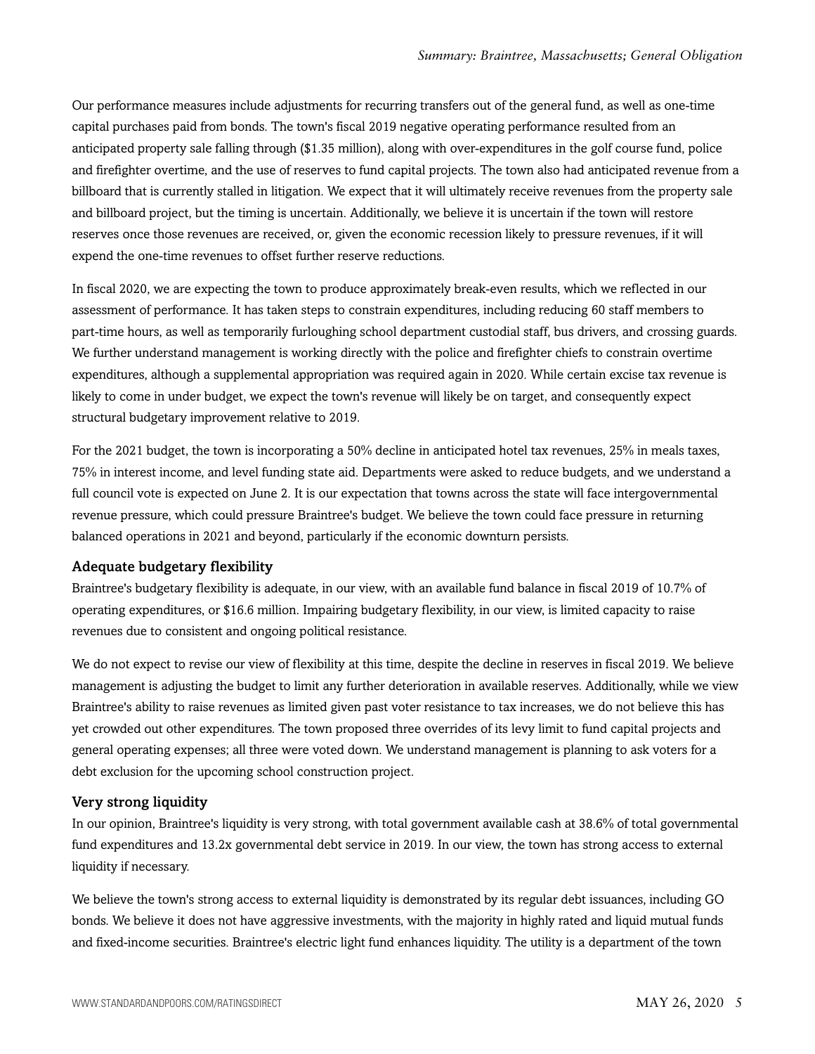Our performance measures include adjustments for recurring transfers out of the general fund, as well as one-time capital purchases paid from bonds. The town's fiscal 2019 negative operating performance resulted from an anticipated property sale falling through ($1.35 million), along with over-expenditures in the golf course fund, police and firefighter overtime, and the use of reserves to fund capital projects. The town also had anticipated revenue from a billboard that is currently stalled in litigation. We expect that it will ultimately receive revenues from the property sale and billboard project, but the timing is uncertain. Additionally, we believe it is uncertain if the town will restore reserves once those revenues are received, or, given the economic recession likely to pressure revenues, if it will expend the one-time revenues to offset further reserve reductions.

In fiscal 2020, we are expecting the town to produce approximately break-even results, which we reflected in our assessment of performance. It has taken steps to constrain expenditures, including reducing 60 staff members to part-time hours, as well as temporarily furloughing school department custodial staff, bus drivers, and crossing guards. We further understand management is working directly with the police and firefighter chiefs to constrain overtime expenditures, although a supplemental appropriation was required again in 2020. While certain excise tax revenue is likely to come in under budget, we expect the town's revenue will likely be on target, and consequently expect structural budgetary improvement relative to 2019.

For the 2021 budget, the town is incorporating a 50% decline in anticipated hotel tax revenues, 25% in meals taxes, 75% in interest income, and level funding state aid. Departments were asked to reduce budgets, and we understand a full council vote is expected on June 2. It is our expectation that towns across the state will face intergovernmental revenue pressure, which could pressure Braintree's budget. We believe the town could face pressure in returning balanced operations in 2021 and beyond, particularly if the economic downturn persists.

### Adequate budgetary flexibility

Braintree's budgetary flexibility is adequate, in our view, with an available fund balance in fiscal 2019 of 10.7% of operating expenditures, or $16.6 million. Impairing budgetary flexibility, in our view, is limited capacity to raise revenues due to consistent and ongoing political resistance.

We do not expect to revise our view of flexibility at this time, despite the decline in reserves in fiscal 2019. We believe management is adjusting the budget to limit any further deterioration in available reserves. Additionally, while we view Braintree's ability to raise revenues as limited given past voter resistance to tax increases, we do not believe this has yet crowded out other expenditures. The town proposed three overrides of its levy limit to fund capital projects and general operating expenses; all three were voted down. We understand management is planning to ask voters for a debt exclusion for the upcoming school construction project.

### Very strong liquidity

In our opinion, Braintree's liquidity is very strong, with total government available cash at 38.6% of total governmental fund expenditures and 13.2x governmental debt service in 2019. In our view, the town has strong access to external liquidity if necessary.

We believe the town's strong access to external liquidity is demonstrated by its regular debt issuances, including GO bonds. We believe it does not have aggressive investments, with the majority in highly rated and liquid mutual funds and fixed-income securities. Braintree's electric light fund enhances liquidity. The utility is a department of the town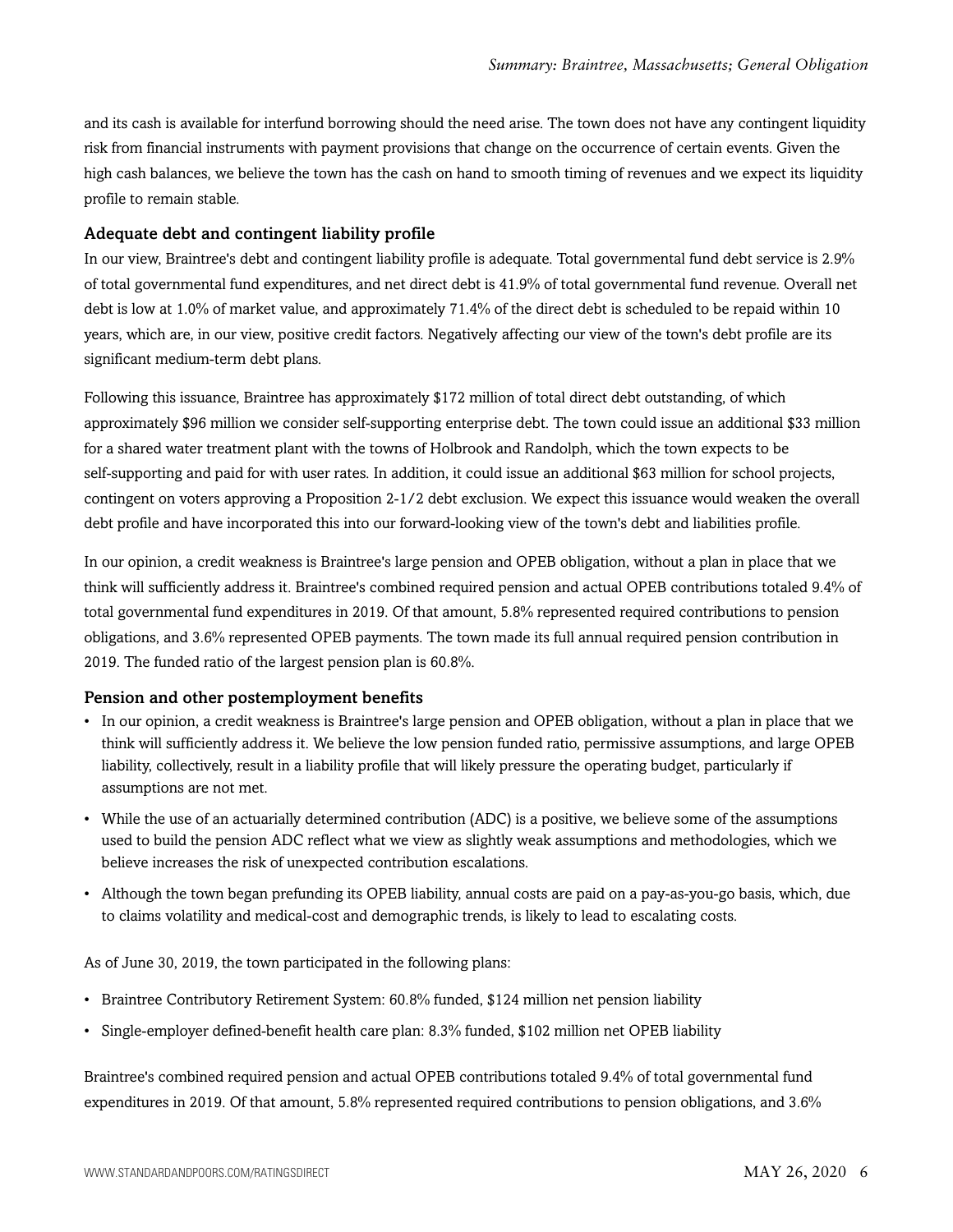and its cash is available for interfund borrowing should the need arise. The town does not have any contingent liquidity risk from financial instruments with payment provisions that change on the occurrence of certain events. Given the high cash balances, we believe the town has the cash on hand to smooth timing of revenues and we expect its liquidity profile to remain stable.

### Adequate debt and contingent liability profile

In our view, Braintree's debt and contingent liability profile is adequate. Total governmental fund debt service is 2.9% of total governmental fund expenditures, and net direct debt is 41.9% of total governmental fund revenue. Overall net debt is low at 1.0% of market value, and approximately 71.4% of the direct debt is scheduled to be repaid within 10 years, which are, in our view, positive credit factors. Negatively affecting our view of the town's debt profile are its significant medium-term debt plans.

Following this issuance, Braintree has approximately $172 million of total direct debt outstanding, of which approximately $96 million we consider self-supporting enterprise debt. The town could issue an additional $33 million for a shared water treatment plant with the towns of Holbrook and Randolph, which the town expects to be self-supporting and paid for with user rates. In addition, it could issue an additional $63 million for school projects, contingent on voters approving a Proposition 2-1/2 debt exclusion. We expect this issuance would weaken the overall debt profile and have incorporated this into our forward-looking view of the town's debt and liabilities profile.

In our opinion, a credit weakness is Braintree's large pension and OPEB obligation, without a plan in place that we think will sufficiently address it. Braintree's combined required pension and actual OPEB contributions totaled 9.4% of total governmental fund expenditures in 2019. Of that amount, 5.8% represented required contributions to pension obligations, and 3.6% represented OPEB payments. The town made its full annual required pension contribution in 2019. The funded ratio of the largest pension plan is 60.8%.

### Pension and other postemployment benefits

- In our opinion, a credit weakness is Braintree's large pension and OPEB obligation, without a plan in place that we think will sufficiently address it. We believe the low pension funded ratio, permissive assumptions, and large OPEB liability, collectively, result in a liability profile that will likely pressure the operating budget, particularly if assumptions are not met.
- While the use of an actuarially determined contribution (ADC) is a positive, we believe some of the assumptions used to build the pension ADC reflect what we view as slightly weak assumptions and methodologies, which we believe increases the risk of unexpected contribution escalations.
- Although the town began prefunding its OPEB liability, annual costs are paid on a pay-as-you-go basis, which, due to claims volatility and medical-cost and demographic trends, is likely to lead to escalating costs.

As of June 30, 2019, the town participated in the following plans:

- Braintree Contributory Retirement System: 60.8% funded, $124 million net pension liability
- Single-employer defined-benefit health care plan: 8.3% funded, $102 million net OPEB liability

Braintree's combined required pension and actual OPEB contributions totaled 9.4% of total governmental fund expenditures in 2019. Of that amount, 5.8% represented required contributions to pension obligations, and 3.6%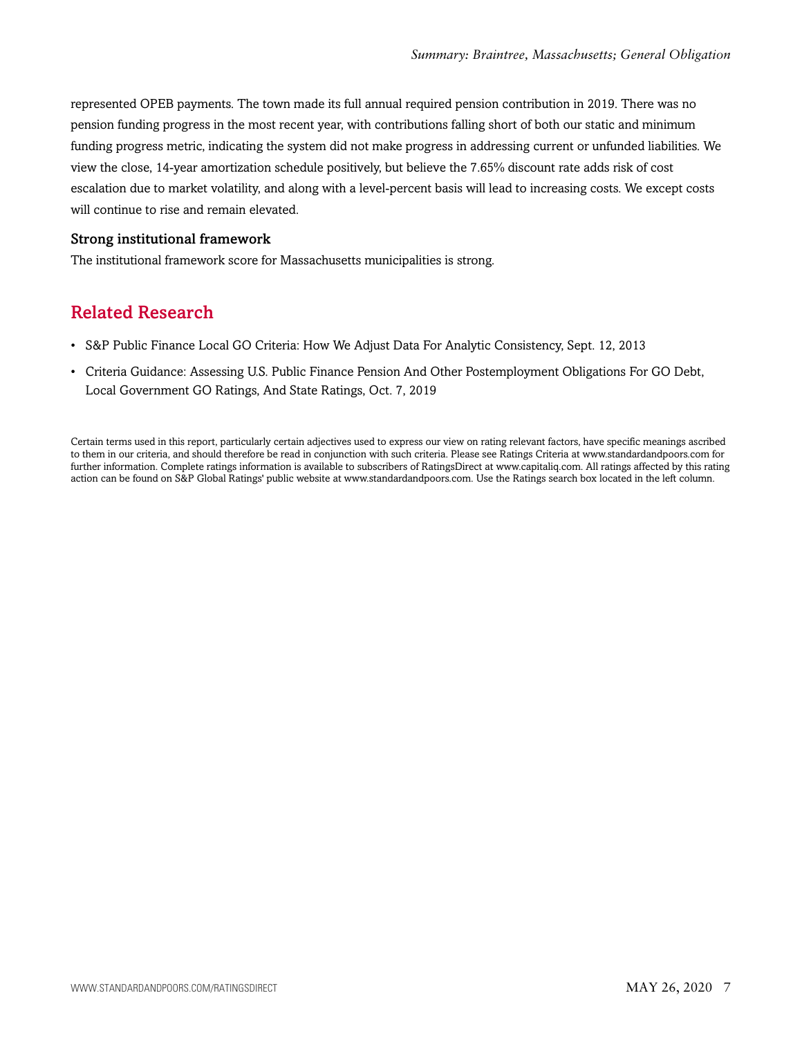represented OPEB payments. The town made its full annual required pension contribution in 2019. There was no pension funding progress in the most recent year, with contributions falling short of both our static and minimum funding progress metric, indicating the system did not make progress in addressing current or unfunded liabilities. We view the close, 14-year amortization schedule positively, but believe the 7.65% discount rate adds risk of cost escalation due to market volatility, and along with a level-percent basis will lead to increasing costs. We except costs will continue to rise and remain elevated.

### Strong institutional framework

The institutional framework score for Massachusetts municipalities is strong.

## Related Research

- S&P Public Finance Local GO Criteria: How We Adjust Data For Analytic Consistency, Sept. 12, 2013
- Criteria Guidance: Assessing U.S. Public Finance Pension And Other Postemployment Obligations For GO Debt, Local Government GO Ratings, And State Ratings, Oct. 7, 2019

Certain terms used in this report, particularly certain adjectives used to express our view on rating relevant factors, have specific meanings ascribed to them in our criteria, and should therefore be read in conjunction with such criteria. Please see Ratings Criteria at www.standardandpoors.com for further information. Complete ratings information is available to subscribers of RatingsDirect at www.capitaliq.com. All ratings affected by this rating action can be found on S&P Global Ratings' public website at www.standardandpoors.com. Use the Ratings search box located in the left column.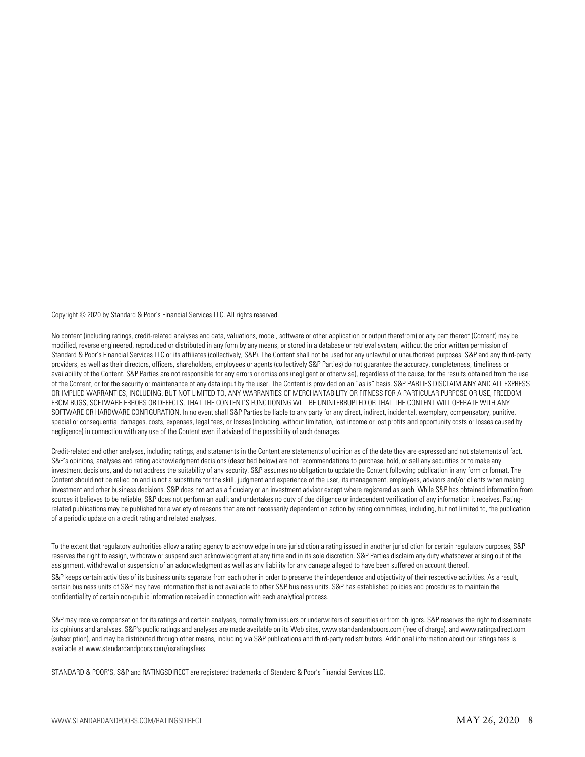Copyright © 2020 by Standard & Poor's Financial Services LLC. All rights reserved.

No content (including ratings, credit-related analyses and data, valuations, model, software or other application or output therefrom) or any part thereof (Content) may be modified, reverse engineered, reproduced or distributed in any form by any means, or stored in a database or retrieval system, without the prior written permission of Standard & Poor's Financial Services LLC or its affiliates (collectively, S&P). The Content shall not be used for any unlawful or unauthorized purposes. S&P and any third-party providers, as well as their directors, officers, shareholders, employees or agents (collectively S&P Parties) do not guarantee the accuracy, completeness, timeliness or availability of the Content. S&P Parties are not responsible for any errors or omissions (negligent or otherwise), regardless of the cause, for the results obtained from the use of the Content, or for the security or maintenance of any data input by the user. The Content is provided on an "as is" basis. S&P PARTIES DISCLAIM ANY AND ALL EXPRESS OR IMPLIED WARRANTIES, INCLUDING, BUT NOT LIMITED TO, ANY WARRANTIES OF MERCHANTABILITY OR FITNESS FOR A PARTICULAR PURPOSE OR USE, FREEDOM FROM BUGS, SOFTWARE ERRORS OR DEFECTS, THAT THE CONTENT'S FUNCTIONING WILL BE UNINTERRUPTED OR THAT THE CONTENT WILL OPERATE WITH ANY SOFTWARE OR HARDWARE CONFIGURATION. In no event shall S&P Parties be liable to any party for any direct, indirect, incidental, exemplary, compensatory, punitive, special or consequential damages, costs, expenses, legal fees, or losses (including, without limitation, lost income or lost profits and opportunity costs or losses caused by negligence) in connection with any use of the Content even if advised of the possibility of such damages.

Credit-related and other analyses, including ratings, and statements in the Content are statements of opinion as of the date they are expressed and not statements of fact. S&P's opinions, analyses and rating acknowledgment decisions (described below) are not recommendations to purchase, hold, or sell any securities or to make any investment decisions, and do not address the suitability of any security. S&P assumes no obligation to update the Content following publication in any form or format. The Content should not be relied on and is not a substitute for the skill, judgment and experience of the user, its management, employees, advisors and/or clients when making investment and other business decisions. S&P does not act as a fiduciary or an investment advisor except where registered as such. While S&P has obtained information from sources it believes to be reliable, S&P does not perform an audit and undertakes no duty of due diligence or independent verification of any information it receives. Rating-related publications may be published for a variety of reasons that are not necessarily dependent on action by rating committees, including, but not limited to, the publication of a periodic update on a credit rating and related analyses.

To the extent that regulatory authorities allow a rating agency to acknowledge in one jurisdiction a rating issued in another jurisdiction for certain regulatory purposes, S&P reserves the right to assign, withdraw or suspend such acknowledgment at any time and in its sole discretion. S&P Parties disclaim any duty whatsoever arising out of the assignment, withdrawal or suspension of an acknowledgment as well as any liability for any damage alleged to have been suffered on account thereof.

S&P keeps certain activities of its business units separate from each other in order to preserve the independence and objectivity of their respective activities. As a result, certain business units of S&P may have information that is not available to other S&P business units. S&P has established policies and procedures to maintain the confidentiality of certain non-public information received in connection with each analytical process.

S&P may receive compensation for its ratings and certain analyses, normally from issuers or underwriters of securities or from obligors. S&P reserves the right to disseminate its opinions and analyses. S&P's public ratings and analyses are made available on its Web sites, www.standardandpoors.com (free of charge), and www.ratingsdirect.com (subscription), and may be distributed through other means, including via S&P publications and third-party redistributors. Additional information about our ratings fees is available at www.standardandpoors.com/usratingsfees.

STANDARD & POOR'S, S&P and RATINGSDIRECT are registered trademarks of Standard & Poor's Financial Services LLC.